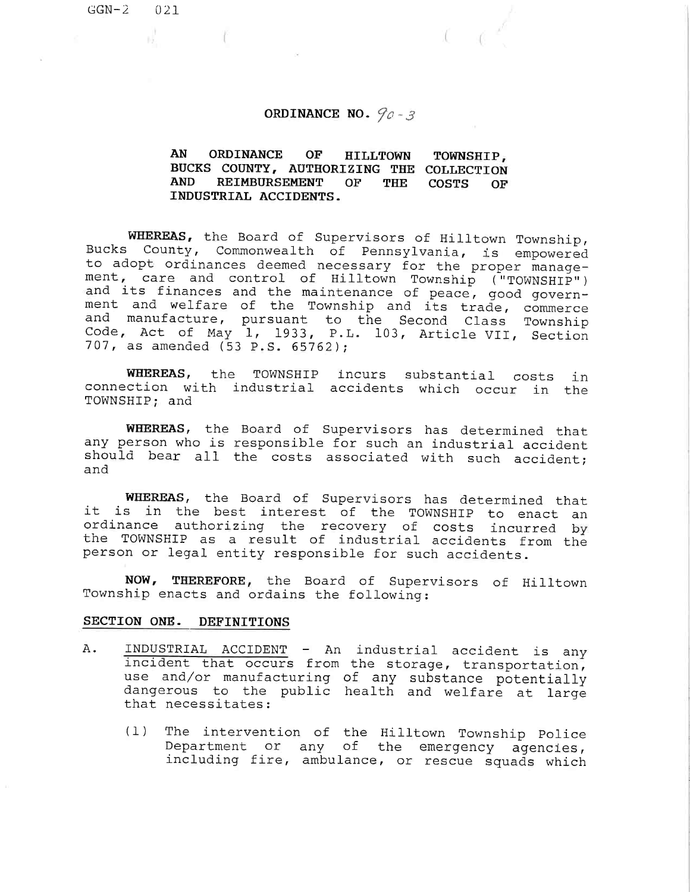# ORDINANCE NO. 90-3

**AN ORDINANCE OF HILLTOWN TOWNSHIP, BUCKS COUNTY, AUTHORIZING THE COLLECTION AND REIMBURSEMENT OF THE COSTS OF INDUSTRIAL ACCIDENTS.**

**WHEREAS,** the Board of Supervisors of Hilltown Township, Bucks County, Commonwealth of Pennsylvania, is empowered to adopt ordinances deemed necessary for the proper management, care and control of Hilltown Township ("TOWNSHIP") and its finances and the maintenance of peace, good government and welfare of the Township and its trade, commerce and manufacture, pursuant to the Second Class Township Code, Act of May 1, 1933, P.L. 103, Article VII, Section 707, as amended (53 P.S. 65762);

**WHEREAS,** the TOWNSHIP incurs substantial costs in connection with industrial accidents which occur in the TOWNSHIP; and

**WHEREAS,** the Board of Supervisors has determined that any person who is responsible for such an industrial accident should bear all the costs associated with such accident; and

**WHEREAS,** the Board of Supervisors has determined that it is in the best interest of the TOWNSHIP to enact an ordinance authorizing the recovery of costs incurred by the TOWNSHIP as a result of industrial accidents from the person or legal entity responsible for such accidents.

**NOW, THEREFORE,** the Board of Supervisors of Hilltown Township enacts and ordains the following:

## SECTION ONE. DEFINITIONS

A. INDUSTRIAL ACCIDENT - An industrial accident is any incident that occurs from the storage, transportation, use and/or manufacturing of any substance potentially dangerous to the public health and welfare at large that necessitates:

   (1) The intervention of the Hilltown Township Police Department or any of the emergency agencies, including fire, ambulance, or rescue squads which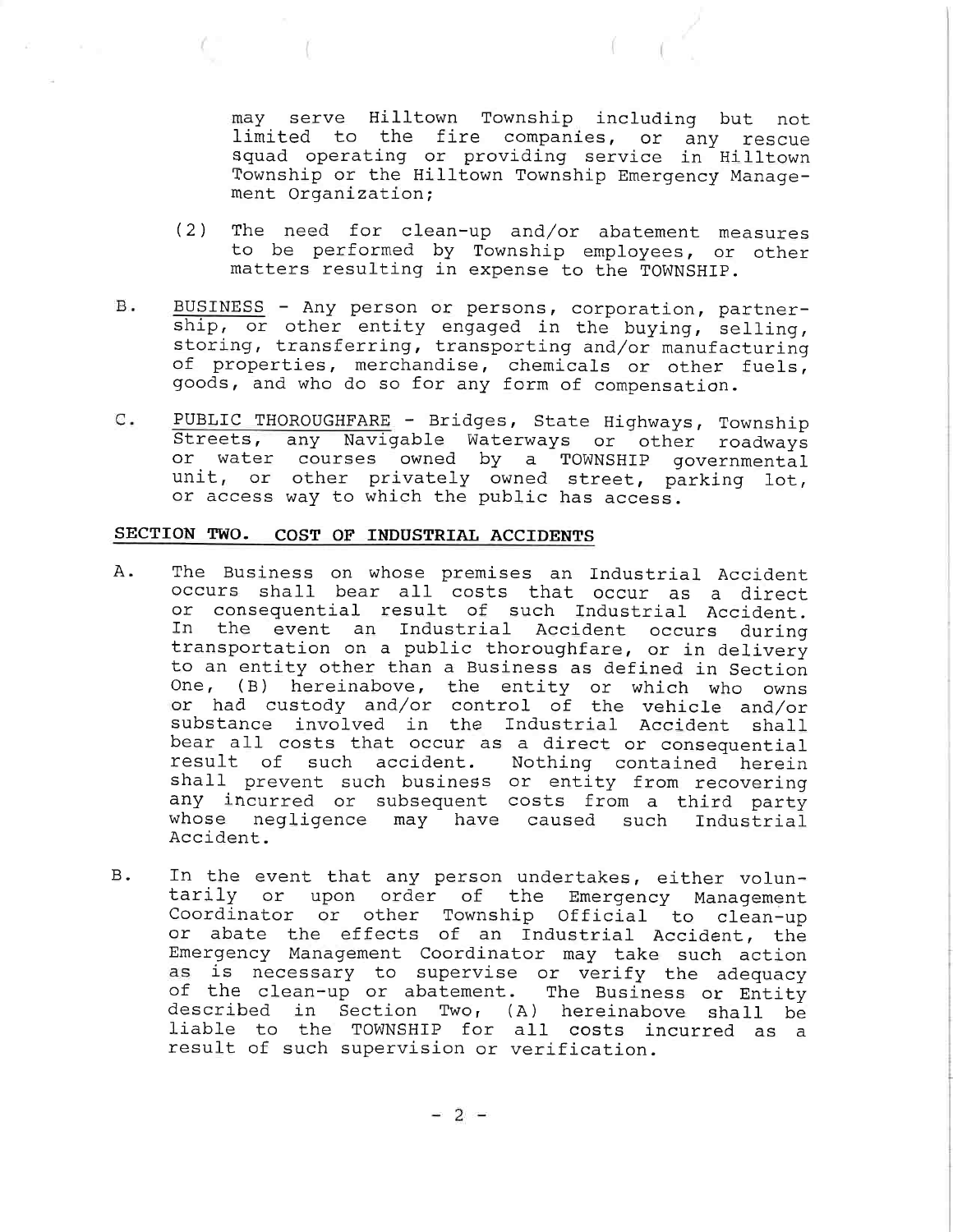may serve Hilltown Township including but not limited to the fire companies, or any rescue squad operating or providing service in Hilltown Township or the Hilltown Township Emergency Management Organization;

(2) The need for clean-up and/or abatement measures to be performed by Township employees, or other matters resulting in expense to the TOWNSHIP.

B. <u>BUSINESS</u> - Any person or persons, corporation, partnership, or other entity engaged in the buying, selling, storing, transferring, transporting and/or manufacturing of properties, merchandise, chemicals or other fuels, goods, and who do so for any form of compensation.

C. <u>PUBLIC THOROUGHFARE</u> - Bridges, State Highways, Township Streets, any Navigable Waterways or other roadways or water courses owned by a TOWNSHIP governmental unit, or other privately owned street, parking lot, or access way to which the public has access.

## SECTION TWO. COST OF INDUSTRIAL ACCIDENTS

A. The Business on whose premises an Industrial Accident occurs shall bear all costs that occur as a direct or consequential result of such Industrial Accident. In the event an Industrial Accident occurs during transportation on a public thoroughfare, or in delivery to an entity other than a Business as defined in Section One, (B) hereinabove, the entity or which who owns or had custody and/or control of the vehicle and/or substance involved in the Industrial Accident shall bear all costs that occur as a direct or consequential result of such accident. Nothing contained herein shall prevent such business or entity from recovering any incurred or subsequent costs from a third party whose negligence may have caused such Industrial Accident.

B. In the event that any person undertakes, either voluntarily or upon order of the Emergency Management Coordinator or other Township Official to clean-up or abate the effects of an Industrial Accident, the Emergency Management Coordinator may take such action as is necessary to supervise or verify the adequacy of the clean-up or abatement. The Business or Entity described in Section Two, (A) hereinabove shall be liable to the TOWNSHIP for all costs incurred as a result of such supervision or verification.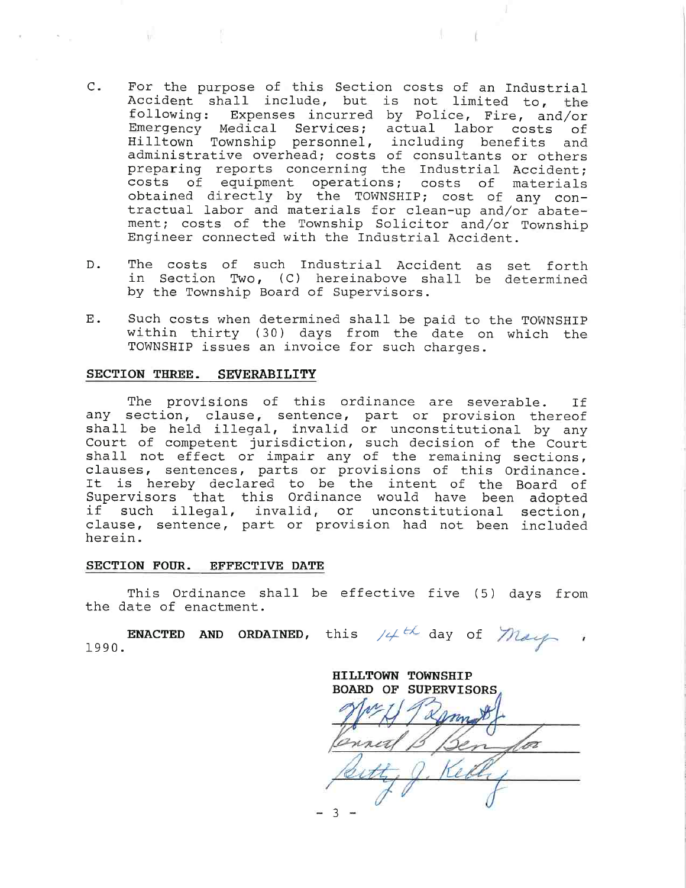C. For the purpose of this Section costs of an Industrial Accident shall include, but is not limited to, the following: Expenses incurred by Police, Fire, and/or Emergency Medical Services; actual labor costs of Hilltown Township personnel, including benefits and administrative overhead; costs of consultants or others preparing reports concerning the Industrial Accident; costs of equipment operations; costs of materials obtained directly by the TOWNSHIP; cost of any contractual labor and materials for clean-up and/or abatement; costs of the Township Solicitor and/or Township Engineer connected with the Industrial Accident.

D. The costs of such Industrial Accident as set forth in Section Two, (C) hereinabove shall be determined by the Township Board of Supervisors.

E. Such costs when determined shall be paid to the TOWNSHIP within thirty (30) days from the date on which the TOWNSHIP issues an invoice for such charges.

**SECTION THREE. SEVERABILITY**

The provisions of this ordinance are severable. If any section, clause, sentence, part or provision thereof shall be held illegal, invalid or unconstitutional by any Court of competent jurisdiction, such decision of the Court shall not effect or impair any of the remaining sections, clauses, sentences, parts or provisions of this Ordinance. It is hereby declared to be the intent of the Board of Supervisors that this Ordinance would have been adopted if such illegal, invalid, or unconstitutional section, clause, sentence, part or provision had not been included herein.

**SECTION FOUR. EFFECTIVE DATE**

This Ordinance shall be effective five (5) days from the date of enactment.

**ENACTED AND ORDAINED**, this 14th day of May, 1990.

**HILLTOWN TOWNSHIP**
**BOARD OF SUPERVISORS**

Wm H Bennett Jr.

Kenneth B Bennington

Betty J. Kelly